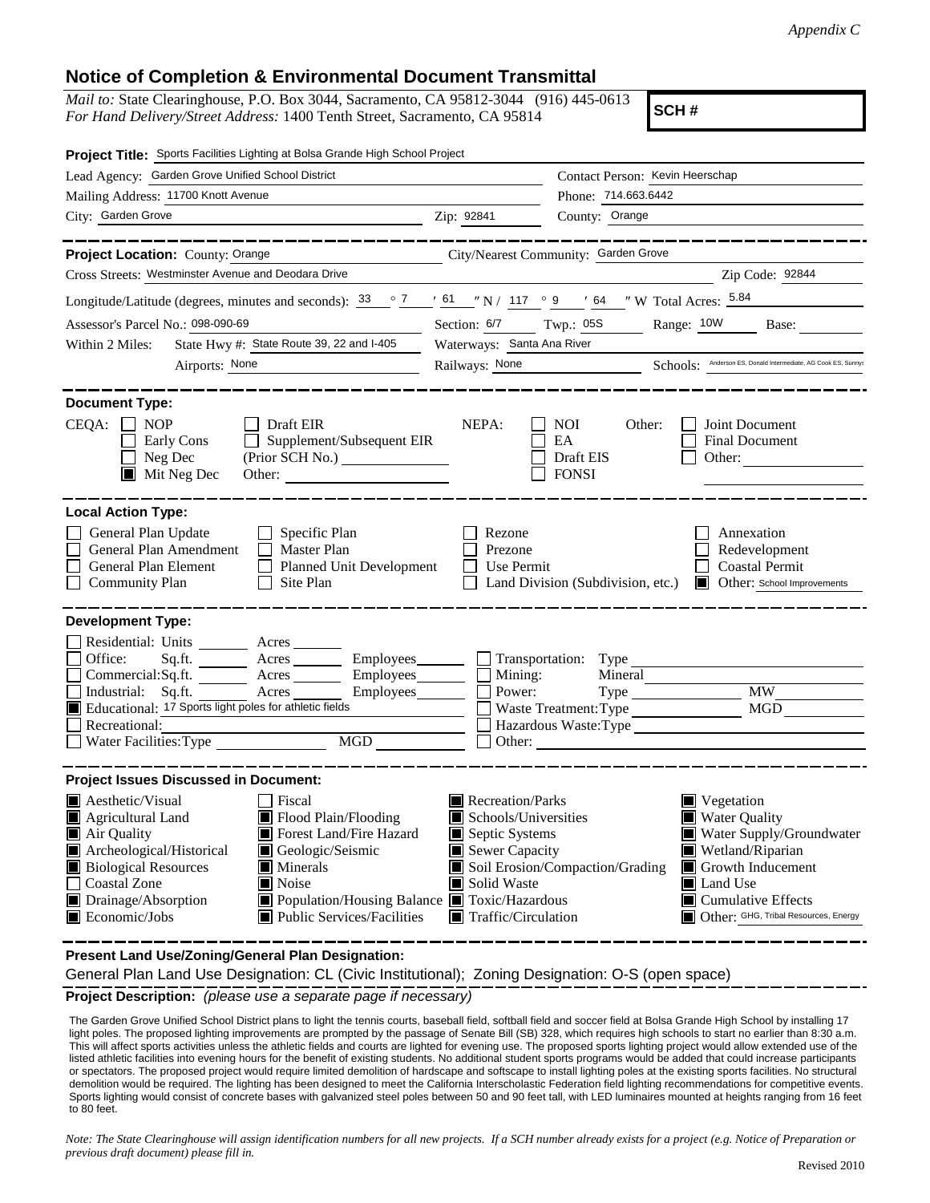*Appendix C*

# Notice of Completion & Environmental Document Transmittal

*Mail to:* State Clearinghouse, P.O. Box 3044, Sacramento, CA 95812-3044 (916) 445-0613
*For Hand Delivery/Street Address:* 1400 Tenth Street, Sacramento, CA 95814

**SCH #**

**Project Title:** Sports Facilities Lighting at Bolsa Grande High School Project

Lead Agency: Garden Grove Unified School District
Contact Person: Kevin Heerschap
Mailing Address: 11700 Knott Avenue
Phone: 714.663.6442
City: Garden Grove
Zip: 92841
County: Orange

---

**Project Location:** County: Orange
City/Nearest Community: Garden Grove
Cross Streets: Westminster Avenue and Deodara Drive
Zip Code: 92844
Longitude/Latitude (degrees, minutes and seconds): 33 ° 7 ′ 61 ″ N / 117 ° 9 ′ 64 ″ W Total Acres: 5.84
Assessor's Parcel No.: 098-090-69
Section: 6/7 Twp.: 05S Range: 10W Base:
Within 2 Miles: State Hwy #: State Route 39, 22 and I-405
Waterways: Santa Ana River
Airports: None
Railways: None
Schools: Anderson ES, Donald Intermediate, AG Cook ES, Sunny

---

**Document Type:**

CEQA:
- ☐ NOP
- ☐ Early Cons
- ☐ Neg Dec
- ■ Mit Neg Dec
- ☐ Draft EIR
- ☐ Supplement/Subsequent EIR (Prior SCH No.)
- Other:

NEPA:
- ☐ NOI
- ☐ EA
- ☐ Draft EIS
- ☐ FONSI

Other:
- ☐ Joint Document
- ☐ Final Document
- ☐ Other:

---

**Local Action Type:**

- ☐ General Plan Update
- ☐ General Plan Amendment
- ☐ General Plan Element
- ☐ Community Plan
- ☐ Specific Plan
- ☐ Master Plan
- ☐ Planned Unit Development
- ☐ Site Plan
- ☐ Rezone
- ☐ Prezone
- ☐ Use Permit
- ☐ Land Division (Subdivision, etc.)
- ☐ Annexation
- ☐ Redevelopment
- ☐ Coastal Permit
- ■ Other: School Improvements

---

**Development Type:**

- ☐ Residential: Units Acres
- ☐ Office: Sq.ft. Acres Employees
- ☐ Commercial: Sq.ft. Acres Employees
- ☐ Industrial: Sq.ft. Acres Employees
- ■ Educational: 17 Sports light poles for athletic fields
- ☐ Recreational:
- ☐ Water Facilities: Type MGD
- ☐ Transportation: Type
- ☐ Mining: Mineral
- ☐ Power: Type MW
- ☐ Waste Treatment: Type MGD
- ☐ Hazardous Waste: Type
- ☐ Other:

---

**Project Issues Discussed in Document:**

- ■ Aesthetic/Visual
- ■ Agricultural Land
- ■ Air Quality
- ■ Archeological/Historical
- ■ Biological Resources
- ☐ Coastal Zone
- ■ Drainage/Absorption
- ■ Economic/Jobs
- ☐ Fiscal
- ■ Flood Plain/Flooding
- ■ Forest Land/Fire Hazard
- ■ Geologic/Seismic
- ■ Minerals
- ■ Noise
- ■ Population/Housing Balance
- ■ Public Services/Facilities
- ■ Recreation/Parks
- ■ Schools/Universities
- ■ Septic Systems
- ■ Sewer Capacity
- ■ Soil Erosion/Compaction/Grading
- ■ Solid Waste
- ■ Toxic/Hazardous
- ■ Traffic/Circulation
- ■ Vegetation
- ■ Water Quality
- ■ Water Supply/Groundwater
- ■ Wetland/Riparian
- ■ Growth Inducement
- ■ Land Use
- ■ Cumulative Effects
- ■ Other: GHG, Tribal Resources, Energy

---

**Present Land Use/Zoning/General Plan Designation:**

General Plan Land Use Designation: CL (Civic Institutional); Zoning Designation: O-S (open space)

**Project Description:** *(please use a separate page if necessary)*

The Garden Grove Unified School District plans to light the tennis courts, baseball field, softball field and soccer field at Bolsa Grande High School by installing 17 light poles. The proposed lighting improvements are prompted by the passage of Senate Bill (SB) 328, which requires high schools to start no earlier than 8:30 a.m. This will affect sports activities unless the athletic fields and courts are lighted for evening use. The proposed sports lighting project would allow extended use of the listed athletic facilities into evening hours for the benefit of existing students. No additional student sports programs would be added that could increase participants or spectators. The proposed project would require limited demolition of hardscape and softscape to install lighting poles at the existing sports facilities. No structural demolition would be required. The lighting has been designed to meet the California Interscholastic Federation field lighting recommendations for competitive events. Sports lighting would consist of concrete bases with galvanized steel poles between 50 and 90 feet tall, with LED luminaires mounted at heights ranging from 16 feet to 80 feet.

*Note: The State Clearinghouse will assign identification numbers for all new projects. If a SCH number already exists for a project (e.g. Notice of Preparation or previous draft document) please fill in.*

Revised 2010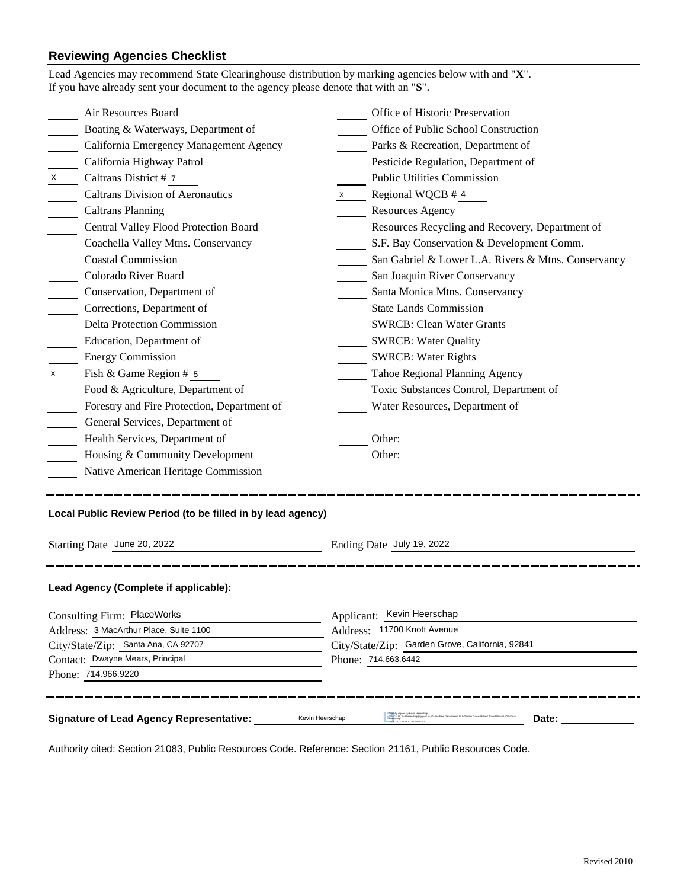## Reviewing Agencies Checklist

Lead Agencies may recommend State Clearinghouse distribution by marking agencies below with and "**X**".
If you have already sent your document to the agency please denote that with an "**S**".

| | | | |
|---|---|---|---|
| | Air Resources Board | | Office of Historic Preservation |
| | Boating & Waterways, Department of | | Office of Public School Construction |
| | California Emergency Management Agency | | Parks & Recreation, Department of |
| | California Highway Patrol | | Pesticide Regulation, Department of |
| X | Caltrans District # 7 | | Public Utilities Commission |
| | Caltrans Division of Aeronautics | x | Regional WQCB # 4 |
| | Caltrans Planning | | Resources Agency |
| | Central Valley Flood Protection Board | | Resources Recycling and Recovery, Department of |
| | Coachella Valley Mtns. Conservancy | | S.F. Bay Conservation & Development Comm. |
| | Coastal Commission | | San Gabriel & Lower L.A. Rivers & Mtns. Conservancy |
| | Colorado River Board | | San Joaquin River Conservancy |
| | Conservation, Department of | | Santa Monica Mtns. Conservancy |
| | Corrections, Department of | | State Lands Commission |
| | Delta Protection Commission | | SWRCB: Clean Water Grants |
| | Education, Department of | | SWRCB: Water Quality |
| | Energy Commission | | SWRCB: Water Rights |
| x | Fish & Game Region # 5 | | Tahoe Regional Planning Agency |
| | Food & Agriculture, Department of | | Toxic Substances Control, Department of |
| | Forestry and Fire Protection, Department of | | Water Resources, Department of |
| | General Services, Department of | | |
| | Health Services, Department of | | Other: |
| | Housing & Community Development | | Other: |
| | Native American Heritage Commission | | |

**Local Public Review Period (to be filled in by lead agency)**

Starting Date June 20, 2022

Ending Date July 19, 2022

**Lead Agency (Complete if applicable):**

Consulting Firm: PlaceWorks
Address: 3 MacArthur Place, Suite 1100
City/State/Zip: Santa Ana, CA 92707
Contact: Dwayne Mears, Principal
Phone: 714.966.9220

Applicant: Kevin Heerschap
Address: 11700 Knott Avenue
City/State/Zip: Garden Grove, California, 92841
Phone: 714.663.6442

**Signature of Lead Agency Representative:** Kevin Heerschap **Date:**

Authority cited: Section 21083, Public Resources Code. Reference: Section 21161, Public Resources Code.

Revised 2010